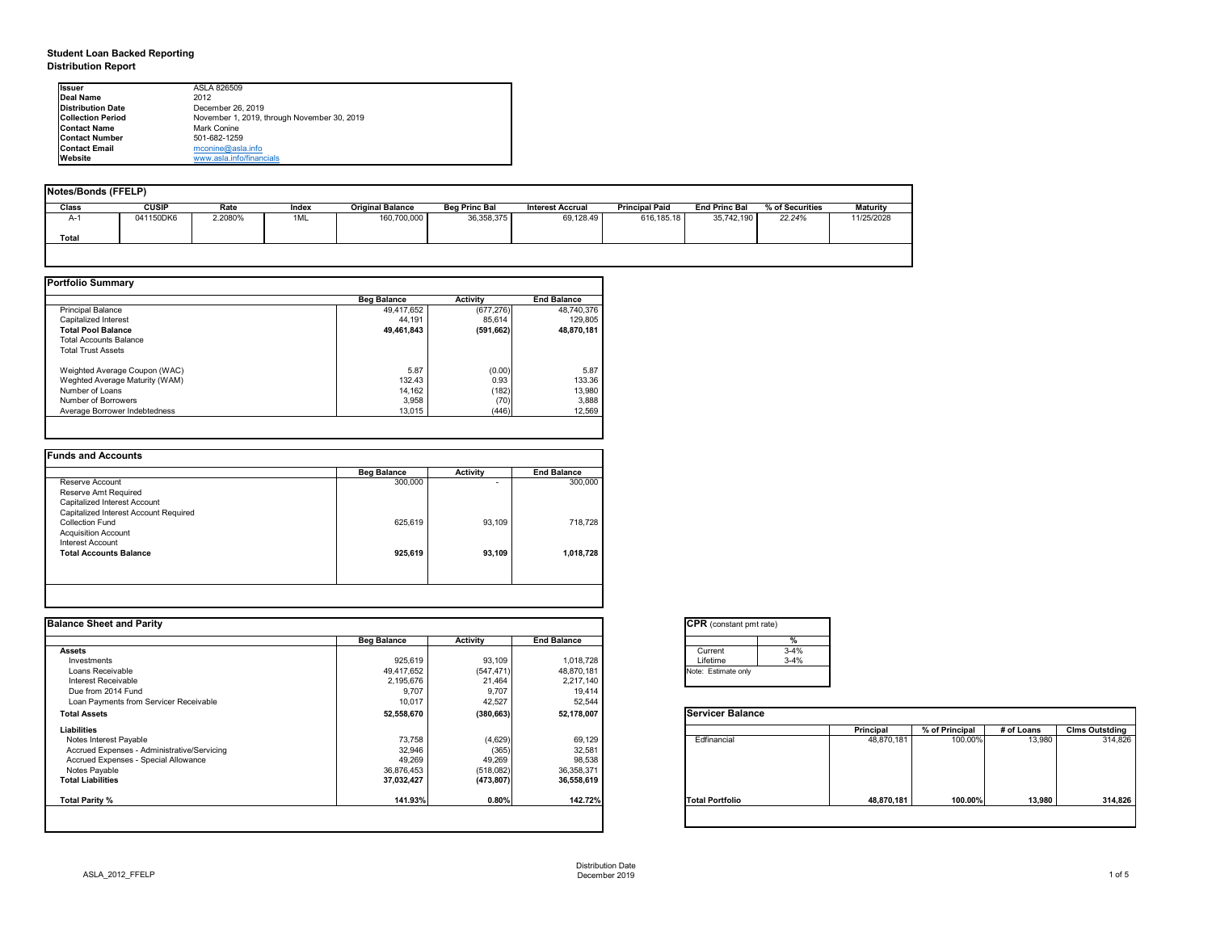# Student Loan Backed Reporting
## Distribution Report

| | |
|---|---|
| **Issuer** | ASLA 826509 |
| **Deal Name** | 2012 |
| **Distribution Date** | December 26, 2019 |
| **Collection Period** | November 1, 2019, through November 30, 2019 |
| **Contact Name** | Mark Conine |
| **Contact Number** | 501-682-1259 |
| **Contact Email** | mconine@asla.info |
| **Website** | www.asla.info/financials |

### Notes/Bonds (FFELP)

| Class | CUSIP | Rate | Index | Original Balance | Beg Princ Bal | Interest Accrual | Principal Paid | End Princ Bal | % of Securities | Maturity |
|---|---|---|---|---|---|---|---|---|---|---|
| A-1 | 041150DK6 | 2.2080% | 1ML | 160,700,000 | 36,358,375 | 69,128.49 | 616,185.18 | 35,742,190 | *22.24%* | 11/25/2028 |
| **Total** | | | | | | | | | | |

### Portfolio Summary

| | Beg Balance | Activity | End Balance |
|---|---|---|---|
| Principal Balance | 49,417,652 | (677,276) | 48,740,376 |
| Capitalized Interest | 44,191 | 85,614 | 129,805 |
| **Total Pool Balance** | **49,461,843** | **(591,662)** | **48,870,181** |
| Total Accounts Balance | | | |
| Total Trust Assets | | | |
| Weighted Average Coupon (WAC) | 5.87 | (0.00) | 5.87 |
| Weghted Average Maturity (WAM) | 132.43 | 0.93 | 133.36 |
| Number of Loans | 14,162 | (182) | 13,980 |
| Number of Borrowers | 3,958 | (70) | 3,888 |
| Average Borrower Indebtedness | 13,015 | (446) | 12,569 |

### Funds and Accounts

| | Beg Balance | Activity | End Balance |
|---|---|---|---|
| Reserve Account | 300,000 | - | 300,000 |
| Reserve Amt Required | | | |
| Capitalized Interest Account | | | |
| Capitalized Interest Account Required | | | |
| Collection Fund | 625,619 | 93,109 | 718,728 |
| Acquisition Account | | | |
| Interest Account | | | |
| **Total Accounts Balance** | **925,619** | **93,109** | **1,018,728** |

### Balance Sheet and Parity

| | Beg Balance | Activity | End Balance |
|---|---|---|---|
| **Assets** | | | |
| Investments | 925,619 | 93,109 | 1,018,728 |
| Loans Receivable | 49,417,652 | (547,471) | 48,870,181 |
| Interest Receivable | 2,195,676 | 21,464 | 2,217,140 |
| Due from 2014 Fund | 9,707 | 9,707 | 19,414 |
| Loan Payments from Servicer Receivable | 10,017 | 42,527 | 52,544 |
| **Total Assets** | **52,558,670** | **(380,663)** | **52,178,007** |
| **Liabilities** | | | |
| Notes Interest Payable | 73,758 | (4,629) | 69,129 |
| Accrued Expenses - Administrative/Servicing | 32,946 | (365) | 32,581 |
| Accrued Expenses - Special Allowance | 49,269 | 49,269 | 98,538 |
| Notes Payable | 36,876,453 | (518,082) | 36,358,371 |
| **Total Liabilities** | **37,032,427** | **(473,807)** | **36,558,619** |
| **Total Parity %** | **141.93%** | **0.80%** | **142.72%** |

### CPR (constant pmt rate)

| | % |
|---|---|
| Current | 3-4% |
| Lifetime | 3-4% |

Note: Estimate only

### Servicer Balance

| | Principal | % of Principal | # of Loans | Clms Outstding |
|---|---|---|---|---|
| Edfinancial | 48,870,181 | 100.00% | 13,980 | 314,826 |
| **Total Portfolio** | **48,870,181** | **100.00%** | **13,980** | **314,826** |

ASLA_2012_FFELP

Distribution Date December 2019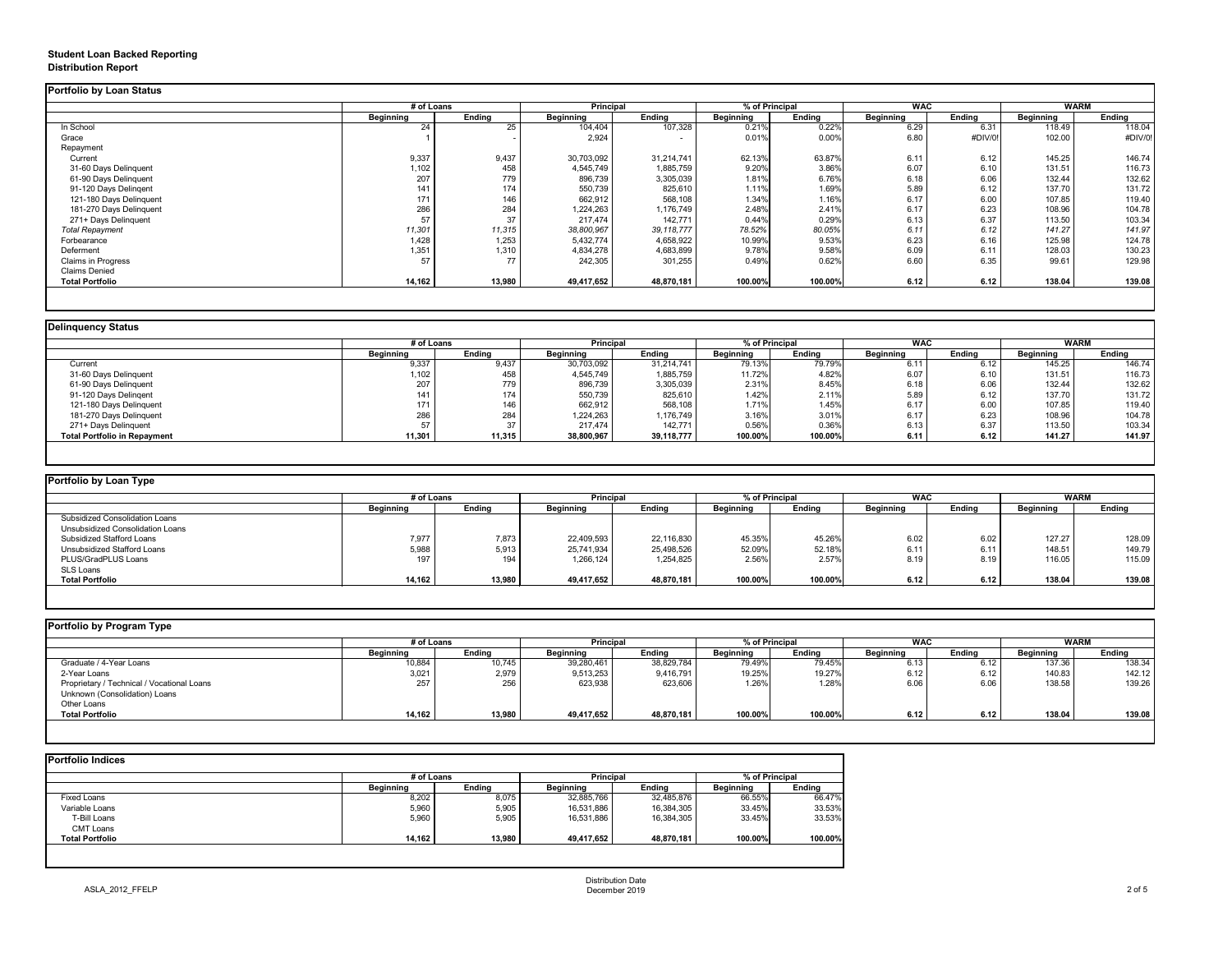# Student Loan Backed Reporting
## Distribution Report

### Portfolio by Loan Status

| | # of Loans | | Principal | | % of Principal | | WAC | | WARM | |
|---|---|---|---|---|---|---|---|---|---|---|
| | Beginning | Ending | Beginning | Ending | Beginning | Ending | Beginning | Ending | Beginning | Ending |
| In School | 24 | 25 | 104,404 | 107,328 | 0.21% | 0.22% | 6.29 | 6.31 | 118.49 | 118.04 |
| Grace | 1 | - | 2,924 | - | 0.01% | 0.00% | 6.80 | #DIV/0! | 102.00 | #DIV/0! |
| Repayment | | | | | | | | | | |
| Current | 9,337 | 9,437 | 30,703,092 | 31,214,741 | 62.13% | 63.87% | 6.11 | 6.12 | 145.25 | 146.74 |
| 31-60 Days Delinquent | 1,102 | 458 | 4,545,749 | 1,885,759 | 9.20% | 3.86% | 6.07 | 6.10 | 131.51 | 116.73 |
| 61-90 Days Delinquent | 207 | 779 | 896,739 | 3,305,039 | 1.81% | 6.76% | 6.18 | 6.06 | 132.44 | 132.62 |
| 91-120 Days Delingent | 141 | 174 | 550,739 | 825,610 | 1.11% | 1.69% | 5.89 | 6.12 | 137.70 | 131.72 |
| 121-180 Days Delinquent | 171 | 146 | 662,912 | 568,108 | 1.34% | 1.16% | 6.17 | 6.00 | 107.85 | 119.40 |
| 181-270 Days Delinquent | 286 | 284 | 1,224,263 | 1,176,749 | 2.48% | 2.41% | 6.17 | 6.23 | 108.96 | 104.78 |
| 271+ Days Delinquent | 57 | 37 | 217,474 | 142,771 | 0.44% | 0.29% | 6.13 | 6.37 | 113.50 | 103.34 |
| *Total Repayment* | *11,301* | *11,315* | *38,800,967* | *39,118,777* | *78.52%* | *80.05%* | *6.11* | *6.12* | *141.27* | *141.97* |
| Forbearance | 1,428 | 1,253 | 5,432,774 | 4,658,922 | 10.99% | 9.53% | 6.23 | 6.16 | 125.98 | 124.78 |
| Deferment | 1,351 | 1,310 | 4,834,278 | 4,683,899 | 9.78% | 9.58% | 6.09 | 6.11 | 128.03 | 130.23 |
| Claims in Progress | 57 | 77 | 242,305 | 301,255 | 0.49% | 0.62% | 6.60 | 6.35 | 99.61 | 129.98 |
| Claims Denied | | | | | | | | | | |
| **Total Portfolio** | **14,162** | **13,980** | **49,417,652** | **48,870,181** | **100.00%** | **100.00%** | **6.12** | **6.12** | **138.04** | **139.08** |

### Delinquency Status

| | # of Loans | | Principal | | % of Principal | | WAC | | WARM | |
|---|---|---|---|---|---|---|---|---|---|---|
| | Beginning | Ending | Beginning | Ending | Beginning | Ending | Beginning | Ending | Beginning | Ending |
| Current | 9,337 | 9,437 | 30,703,092 | 31,214,741 | 79.13% | 79.79% | 6.11 | 6.12 | 145.25 | 146.74 |
| 31-60 Days Delinquent | 1,102 | 458 | 4,545,749 | 1,885,759 | 11.72% | 4.82% | 6.07 | 6.10 | 131.51 | 116.73 |
| 61-90 Days Delinquent | 207 | 779 | 896,739 | 3,305,039 | 2.31% | 8.45% | 6.18 | 6.06 | 132.44 | 132.62 |
| 91-120 Days Delingent | 141 | 174 | 550,739 | 825,610 | 1.42% | 2.11% | 5.89 | 6.12 | 137.70 | 131.72 |
| 121-180 Days Delinquent | 171 | 146 | 662,912 | 568,108 | 1.71% | 1.45% | 6.17 | 6.00 | 107.85 | 119.40 |
| 181-270 Days Delinquent | 286 | 284 | 1,224,263 | 1,176,749 | 3.16% | 3.01% | 6.17 | 6.23 | 108.96 | 104.78 |
| 271+ Days Delinquent | 57 | 37 | 217,474 | 142,771 | 0.56% | 0.36% | 6.13 | 6.37 | 113.50 | 103.34 |
| **Total Portfolio in Repayment** | **11,301** | **11,315** | **38,800,967** | **39,118,777** | **100.00%** | **100.00%** | **6.11** | **6.12** | **141.27** | **141.97** |

### Portfolio by Loan Type

| | # of Loans | | Principal | | % of Principal | | WAC | | WARM | |
|---|---|---|---|---|---|---|---|---|---|---|
| | Beginning | Ending | Beginning | Ending | Beginning | Ending | Beginning | Ending | Beginning | Ending |
| Subsidized Consolidation Loans | | | | | | | | | | |
| Unsubsidized Consolidation Loans | | | | | | | | | | |
| Subsidized Stafford Loans | 7,977 | 7,873 | 22,409,593 | 22,116,830 | 45.35% | 45.26% | 6.02 | 6.02 | 127.27 | 128.09 |
| Unsubsidized Stafford Loans | 5,988 | 5,913 | 25,741,934 | 25,498,526 | 52.09% | 52.18% | 6.11 | 6.11 | 148.51 | 149.79 |
| PLUS/GradPLUS Loans | 197 | 194 | 1,266,124 | 1,254,825 | 2.56% | 2.57% | 8.19 | 8.19 | 116.05 | 115.09 |
| SLS Loans | | | | | | | | | | |
| **Total Portfolio** | **14,162** | **13,980** | **49,417,652** | **48,870,181** | **100.00%** | **100.00%** | **6.12** | **6.12** | **138.04** | **139.08** |

### Portfolio by Program Type

| | # of Loans | | Principal | | % of Principal | | WAC | | WARM | |
|---|---|---|---|---|---|---|---|---|---|---|
| | Beginning | Ending | Beginning | Ending | Beginning | Ending | Beginning | Ending | Beginning | Ending |
| Graduate / 4-Year Loans | 10,884 | 10,745 | 39,280,461 | 38,829,784 | 79.49% | 79.45% | 6.13 | 6.12 | 137.36 | 138.34 |
| 2-Year Loans | 3,021 | 2,979 | 9,513,253 | 9,416,791 | 19.25% | 19.27% | 6.12 | 6.12 | 140.83 | 142.12 |
| Proprietary / Technical / Vocational Loans | 257 | 256 | 623,938 | 623,606 | 1.26% | 1.28% | 6.06 | 6.06 | 138.58 | 139.26 |
| Unknown (Consolidation) Loans | | | | | | | | | | |
| Other Loans | | | | | | | | | | |
| **Total Portfolio** | **14,162** | **13,980** | **49,417,652** | **48,870,181** | **100.00%** | **100.00%** | **6.12** | **6.12** | **138.04** | **139.08** |

### Portfolio Indices

| | # of Loans | | Principal | | % of Principal | |
|---|---|---|---|---|---|---|
| | Beginning | Ending | Beginning | Ending | Beginning | Ending |
| Fixed Loans | 8,202 | 8,075 | 32,885,766 | 32,485,876 | 66.55% | 66.47% |
| Variable Loans | 5,960 | 5,905 | 16,531,886 | 16,384,305 | 33.45% | 33.53% |
| T-Bill Loans | 5,960 | 5,905 | 16,531,886 | 16,384,305 | 33.45% | 33.53% |
| CMT Loans | | | | | | |
| **Total Portfolio** | **14,162** | **13,980** | **49,417,652** | **48,870,181** | **100.00%** | **100.00%** |

ASLA_2012_FFELP

Distribution Date
December 2019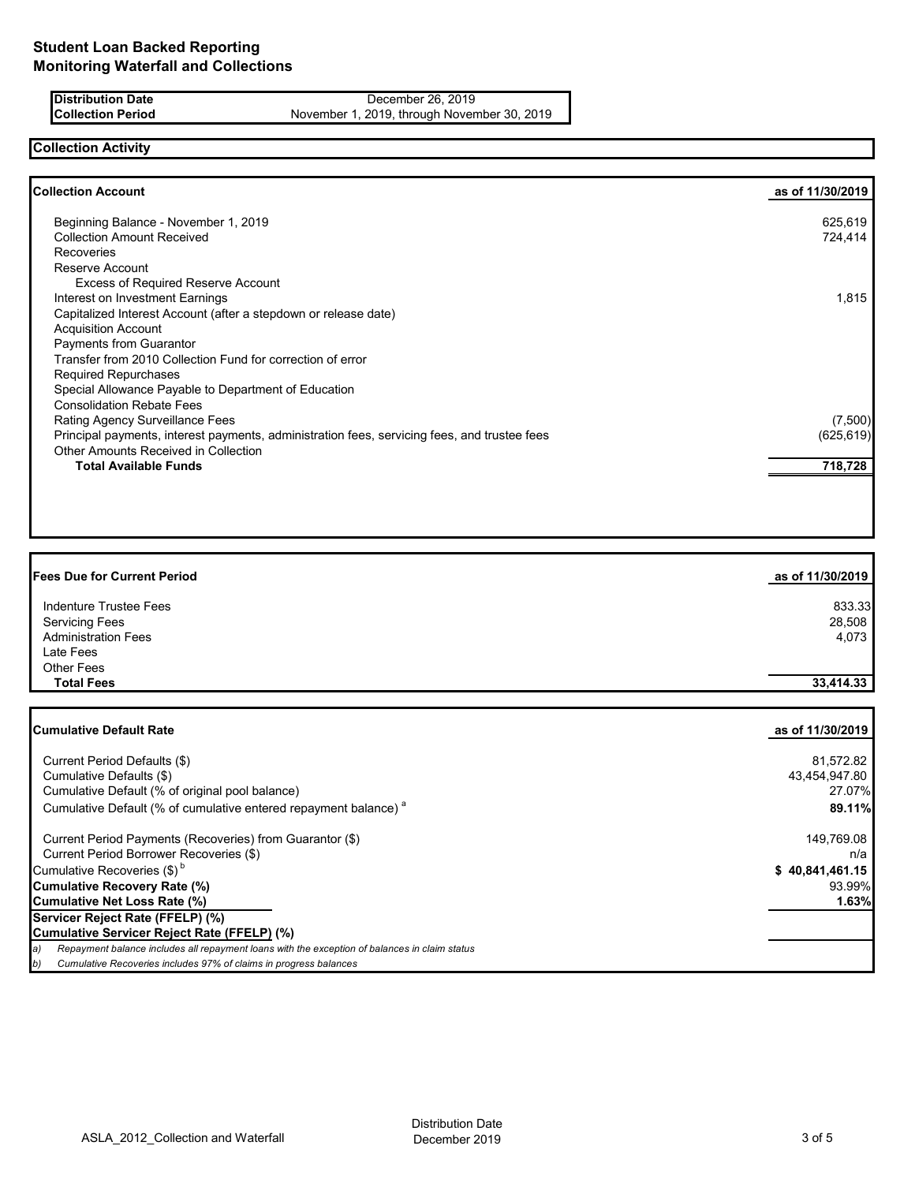# Student Loan Backed Reporting
## Monitoring Waterfall and Collections

| | |
|---|---|
| **Distribution Date** | December 26, 2019 |
| **Collection Period** | November 1, 2019, through November 30, 2019 |

## Collection Activity

| **Collection Account** | **as of 11/30/2019** |
|---|---|
| Beginning Balance - November 1, 2019 | 625,619 |
| Collection Amount Received | 724,414 |
| Recoveries | |
| Reserve Account | |
| Excess of Required Reserve Account | |
| Interest on Investment Earnings | 1,815 |
| Capitalized Interest Account (after a stepdown or release date) | |
| Acquisition Account | |
| Payments from Guarantor | |
| Transfer from 2010 Collection Fund for correction of error | |
| Required Repurchases | |
| Special Allowance Payable to Department of Education | |
| Consolidation Rebate Fees | |
| Rating Agency Surveillance Fees | (7,500) |
| Principal payments, interest payments, administration fees, servicing fees, and trustee fees | (625,619) |
| Other Amounts Received in Collection | |
| **Total Available Funds** | **718,728** |

| **Fees Due for Current Period** | **as of 11/30/2019** |
|---|---|
| Indenture Trustee Fees | 833.33 |
| Servicing Fees | 28,508 |
| Administration Fees | 4,073 |
| Late Fees | |
| Other Fees | |
| **Total Fees** | **33,414.33** |

| **Cumulative Default Rate** | **as of 11/30/2019** |
|---|---|
| Current Period Defaults ($) | 81,572.82 |
| Cumulative Defaults ($) | 43,454,947.80 |
| Cumulative Default (% of original pool balance) | 27.07% |
| Cumulative Default (% of cumulative entered repayment balance) [a] | **89.11%** |
| Current Period Payments (Recoveries) from Guarantor ($) | 149,769.08 |
| Current Period Borrower Recoveries ($) | n/a |
| Cumulative Recoveries ($) [b] | **$ 40,841,461.15** |
| **Cumulative Recovery Rate (%)** | 93.99% |
| **Cumulative Net Loss Rate (%)** | **1.63%** |
| **Servicer Reject Rate (FFELP) (%)** | |
| **Cumulative Servicer Reject Rate (FFELP) (%)** | |

*a) Repayment balance includes all repayment loans with the exception of balances in claim status*

*b) Cumulative Recoveries includes 97% of claims in progress balances*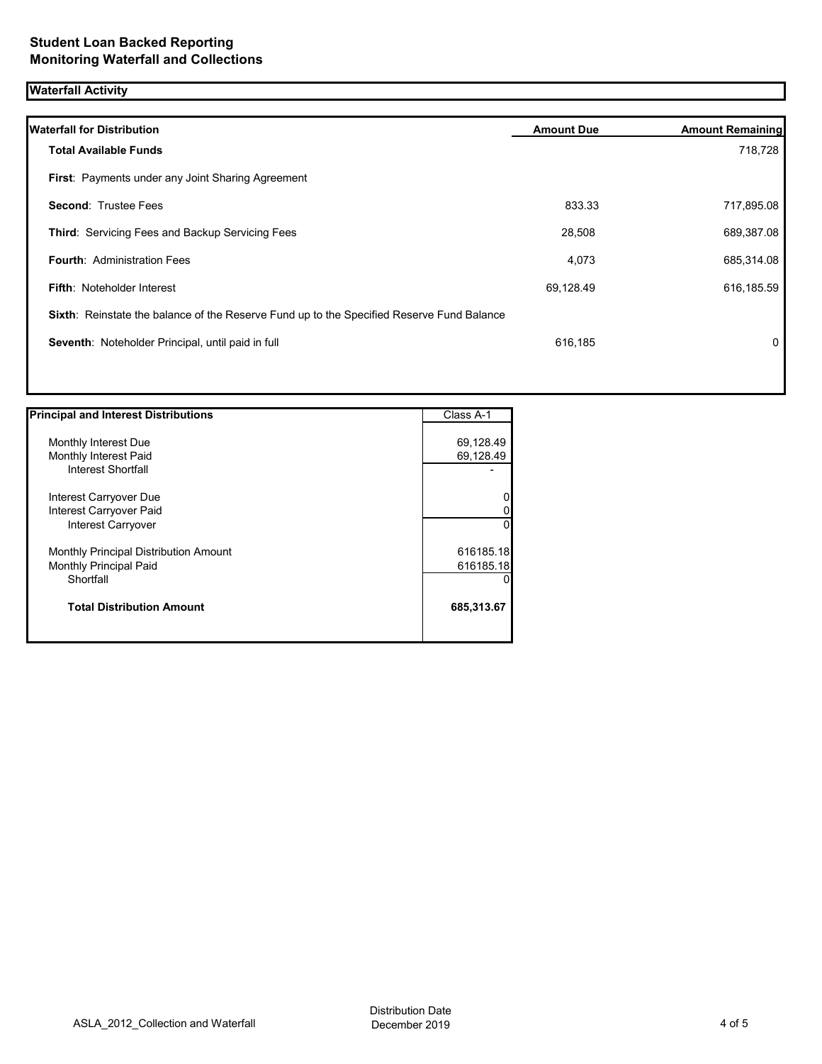# Student Loan Backed Reporting
## Monitoring Waterfall and Collections

### Waterfall Activity

| Waterfall for Distribution | Amount Due | Amount Remaining |
|---|---|---|
| **Total Available Funds** | | 718,728 |
| **First**: Payments under any Joint Sharing Agreement | | |
| **Second**: Trustee Fees | 833.33 | 717,895.08 |
| **Third**: Servicing Fees and Backup Servicing Fees | 28,508 | 689,387.08 |
| **Fourth**: Administration Fees | 4,073 | 685,314.08 |
| **Fifth**: Noteholder Interest | 69,128.49 | 616,185.59 |
| **Sixth**: Reinstate the balance of the Reserve Fund up to the Specified Reserve Fund Balance | | |
| **Seventh**: Noteholder Principal, until paid in full | 616,185 | 0 |

| Principal and Interest Distributions | Class A-1 |
|---|---|
| Monthly Interest Due | 69,128.49 |
| Monthly Interest Paid | 69,128.49 |
| Interest Shortfall | - |
| Interest Carryover Due | 0 |
| Interest Carryover Paid | 0 |
| Interest Carryover | 0 |
| Monthly Principal Distribution Amount | 616185.18 |
| Monthly Principal Paid | 616185.18 |
| Shortfall | 0 |
| **Total Distribution Amount** | **685,313.67** |

ASLA_2012_Collection and Waterfall

Distribution Date December 2019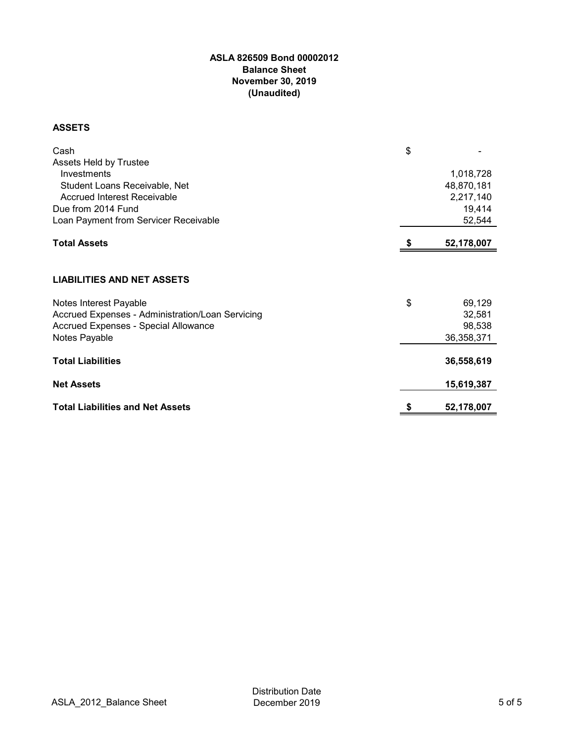**ASLA 826509 Bond 00002012**
**Balance Sheet**
**November 30, 2019**
**(Unaudited)**

**ASSETS**

| | | |
|---|---|---|
| Cash | $ | - |
| Assets Held by Trustee | | |
| Investments | | 1,018,728 |
| Student Loans Receivable, Net | | 48,870,181 |
| Accrued Interest Receivable | | 2,217,140 |
| Due from 2014 Fund | | 19,414 |
| Loan Payment from Servicer Receivable | | 52,544 |
| **Total Assets** | **$** | **52,178,007** |

**LIABILITIES AND NET ASSETS**

| | | |
|---|---|---|
| Notes Interest Payable | $ | 69,129 |
| Accrued Expenses - Administration/Loan Servicing | | 32,581 |
| Accrued Expenses - Special Allowance | | 98,538 |
| Notes Payable | | 36,358,371 |
| **Total Liabilities** | | **36,558,619** |
| **Net Assets** | | **15,619,387** |
| **Total Liabilities and Net Assets** | **$** | **52,178,007** |

ASLA_2012_Balance Sheet

Distribution Date
December 2019